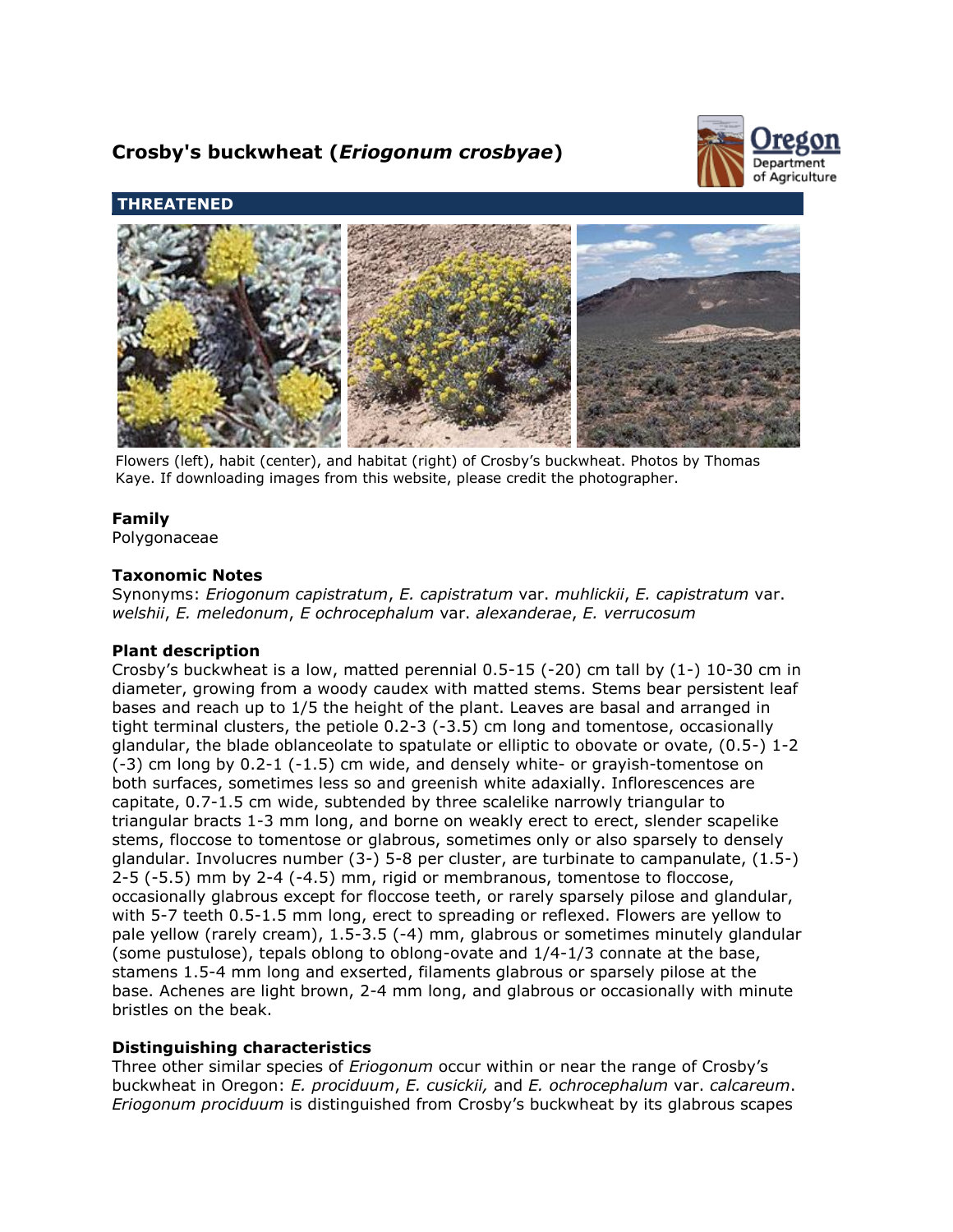# Crosby's buckwheat (*Eriogonum crosbyae*)

## THREATENED

Flowers (left), habit (center), and habitat (right) of Crosby's buckwheat. Photos by Thomas Kaye. If downloading images from this website, please credit the photographer.

### Family

Polygonaceae

### Taxonomic Notes

Synonyms: *Eriogonum capistratum*, *E. capistratum* var. *muhlickii*, *E. capistratum* var. *welshii*, *E. meledonum*, *E ochrocephalum* var. *alexanderae*, *E. verrucosum*

### Plant description

Crosby's buckwheat is a low, matted perennial 0.5-15 (-20) cm tall by (1-) 10-30 cm in diameter, growing from a woody caudex with matted stems. Stems bear persistent leaf bases and reach up to 1/5 the height of the plant. Leaves are basal and arranged in tight terminal clusters, the petiole 0.2-3 (-3.5) cm long and tomentose, occasionally glandular, the blade oblanceolate to spatulate or elliptic to obovate or ovate, (0.5-) 1-2 (-3) cm long by 0.2-1 (-1.5) cm wide, and densely white- or grayish-tomentose on both surfaces, sometimes less so and greenish white adaxially. Inflorescences are capitate, 0.7-1.5 cm wide, subtended by three scalelike narrowly triangular to triangular bracts 1-3 mm long, and borne on weakly erect to erect, slender scapelike stems, floccose to tomentose or glabrous, sometimes only or also sparsely to densely glandular. Involucres number (3-) 5-8 per cluster, are turbinate to campanulate, (1.5-) 2-5 (-5.5) mm by 2-4 (-4.5) mm, rigid or membranous, tomentose to floccose, occasionally glabrous except for floccose teeth, or rarely sparsely pilose and glandular, with 5-7 teeth 0.5-1.5 mm long, erect to spreading or reflexed. Flowers are yellow to pale yellow (rarely cream), 1.5-3.5 (-4) mm, glabrous or sometimes minutely glandular (some pustulose), tepals oblong to oblong-ovate and 1/4-1/3 connate at the base, stamens 1.5-4 mm long and exserted, filaments glabrous or sparsely pilose at the base. Achenes are light brown, 2-4 mm long, and glabrous or occasionally with minute bristles on the beak.

### Distinguishing characteristics

Three other similar species of *Eriogonum* occur within or near the range of Crosby's buckwheat in Oregon: *E. prociduum*, *E. cusickii,* and *E. ochrocephalum* var. *calcareum*. *Eriogonum prociduum* is distinguished from Crosby's buckwheat by its glabrous scapes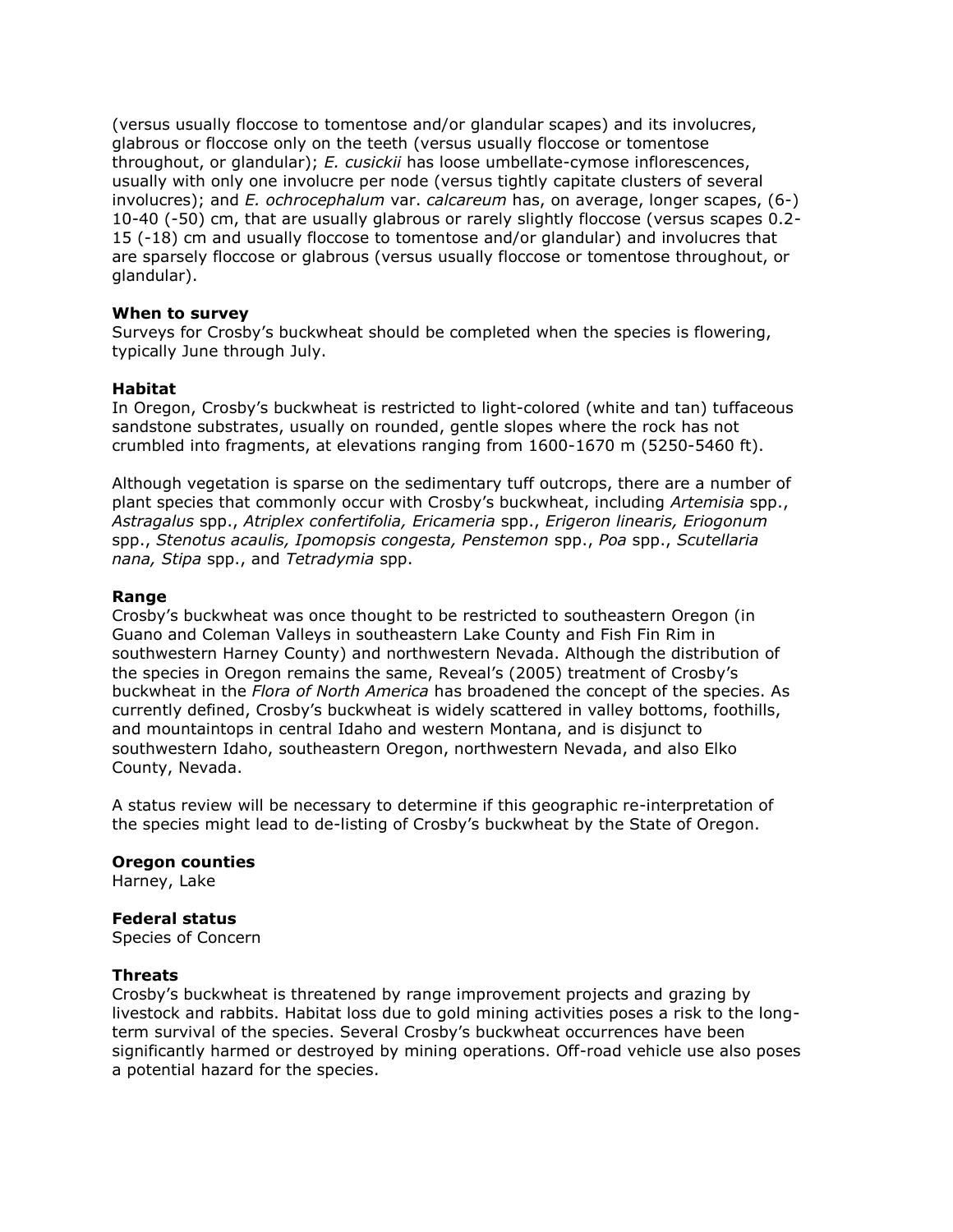(versus usually floccose to tomentose and/or glandular scapes) and its involucres, glabrous or floccose only on the teeth (versus usually floccose or tomentose throughout, or glandular); *E. cusickii* has loose umbellate-cymose inflorescences, usually with only one involucre per node (versus tightly capitate clusters of several involucres); and *E. ochrocephalum* var. *calcareum* has, on average, longer scapes, (6-) 10-40 (-50) cm, that are usually glabrous or rarely slightly floccose (versus scapes 0.2-15 (-18) cm and usually floccose to tomentose and/or glandular) and involucres that are sparsely floccose or glabrous (versus usually floccose or tomentose throughout, or glandular).

**When to survey**
Surveys for Crosby's buckwheat should be completed when the species is flowering, typically June through July.

**Habitat**
In Oregon, Crosby's buckwheat is restricted to light-colored (white and tan) tuffaceous sandstone substrates, usually on rounded, gentle slopes where the rock has not crumbled into fragments, at elevations ranging from 1600-1670 m (5250-5460 ft).

Although vegetation is sparse on the sedimentary tuff outcrops, there are a number of plant species that commonly occur with Crosby's buckwheat, including *Artemisia* spp., *Astragalus* spp., *Atriplex confertifolia, Ericameria* spp., *Erigeron linearis, Eriogonum* spp., *Stenotus acaulis, Ipomopsis congesta, Penstemon* spp., *Poa* spp., *Scutellaria nana, Stipa* spp., and *Tetradymia* spp.

**Range**
Crosby's buckwheat was once thought to be restricted to southeastern Oregon (in Guano and Coleman Valleys in southeastern Lake County and Fish Fin Rim in southwestern Harney County) and northwestern Nevada. Although the distribution of the species in Oregon remains the same, Reveal's (2005) treatment of Crosby's buckwheat in the *Flora of North America* has broadened the concept of the species. As currently defined, Crosby's buckwheat is widely scattered in valley bottoms, foothills, and mountaintops in central Idaho and western Montana, and is disjunct to southwestern Idaho, southeastern Oregon, northwestern Nevada, and also Elko County, Nevada.

A status review will be necessary to determine if this geographic re-interpretation of the species might lead to de-listing of Crosby's buckwheat by the State of Oregon.

**Oregon counties**
Harney, Lake

**Federal status**
Species of Concern

**Threats**
Crosby's buckwheat is threatened by range improvement projects and grazing by livestock and rabbits. Habitat loss due to gold mining activities poses a risk to the long-term survival of the species. Several Crosby's buckwheat occurrences have been significantly harmed or destroyed by mining operations. Off-road vehicle use also poses a potential hazard for the species.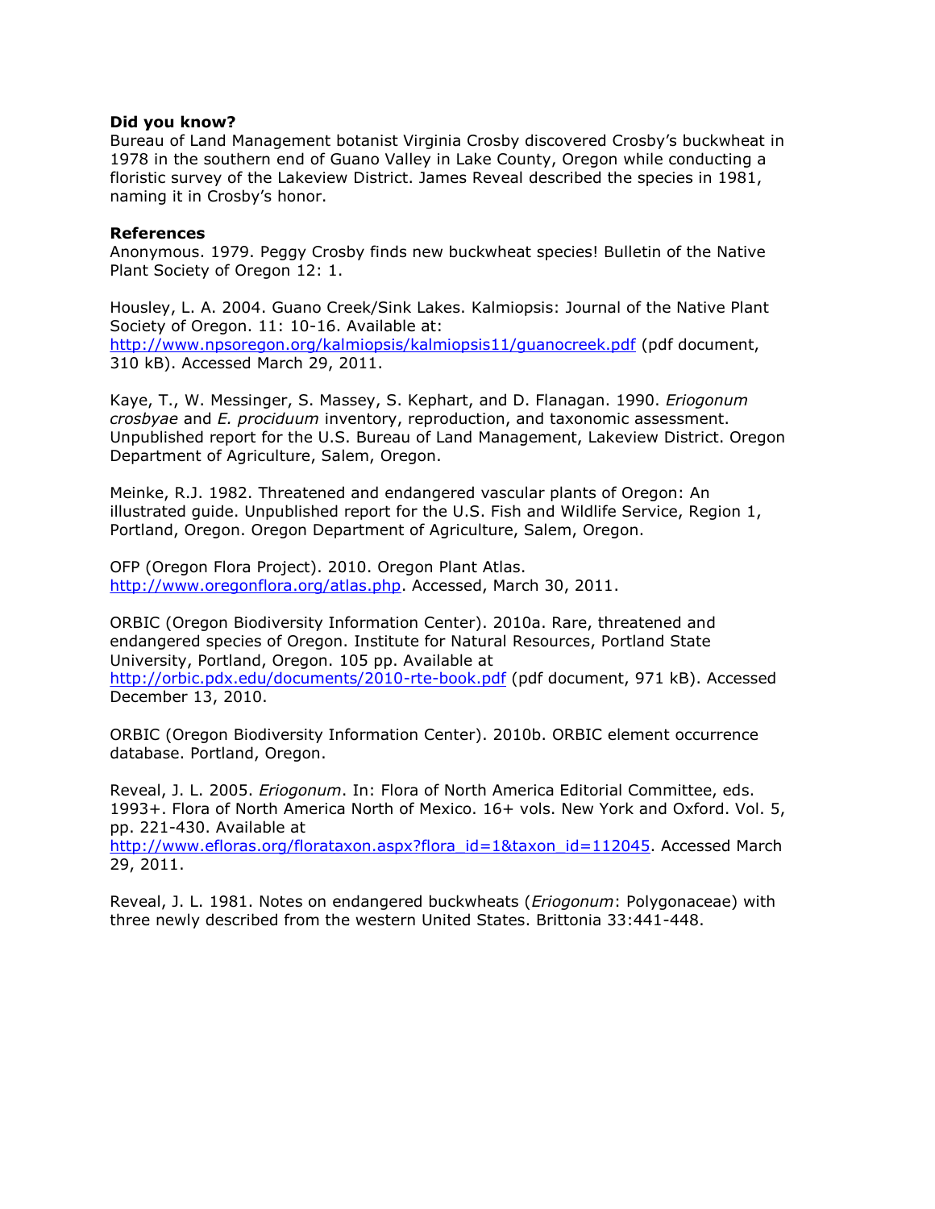**Did you know?**
Bureau of Land Management botanist Virginia Crosby discovered Crosby's buckwheat in 1978 in the southern end of Guano Valley in Lake County, Oregon while conducting a floristic survey of the Lakeview District. James Reveal described the species in 1981, naming it in Crosby's honor.

**References**

Anonymous. 1979. Peggy Crosby finds new buckwheat species! Bulletin of the Native Plant Society of Oregon 12: 1.

Housley, L. A. 2004. Guano Creek/Sink Lakes. Kalmiopsis: Journal of the Native Plant Society of Oregon. 11: 10-16. Available at: http://www.npsoregon.org/kalmiopsis/kalmiopsis11/guanocreek.pdf (pdf document, 310 kB). Accessed March 29, 2011.

Kaye, T., W. Messinger, S. Massey, S. Kephart, and D. Flanagan. 1990. *Eriogonum crosbyae* and *E. prociduum* inventory, reproduction, and taxonomic assessment. Unpublished report for the U.S. Bureau of Land Management, Lakeview District. Oregon Department of Agriculture, Salem, Oregon.

Meinke, R.J. 1982. Threatened and endangered vascular plants of Oregon: An illustrated guide. Unpublished report for the U.S. Fish and Wildlife Service, Region 1, Portland, Oregon. Oregon Department of Agriculture, Salem, Oregon.

OFP (Oregon Flora Project). 2010. Oregon Plant Atlas. http://www.oregonflora.org/atlas.php. Accessed, March 30, 2011.

ORBIC (Oregon Biodiversity Information Center). 2010a. Rare, threatened and endangered species of Oregon. Institute for Natural Resources, Portland State University, Portland, Oregon. 105 pp. Available at http://orbic.pdx.edu/documents/2010-rte-book.pdf (pdf document, 971 kB). Accessed December 13, 2010.

ORBIC (Oregon Biodiversity Information Center). 2010b. ORBIC element occurrence database. Portland, Oregon.

Reveal, J. L. 2005. *Eriogonum*. In: Flora of North America Editorial Committee, eds. 1993+. Flora of North America North of Mexico. 16+ vols. New York and Oxford. Vol. 5, pp. 221-430. Available at http://www.efloras.org/florataxon.aspx?flora_id=1&taxon_id=112045. Accessed March 29, 2011.

Reveal, J. L. 1981. Notes on endangered buckwheats (*Eriogonum*: Polygonaceae) with three newly described from the western United States. Brittonia 33:441-448.